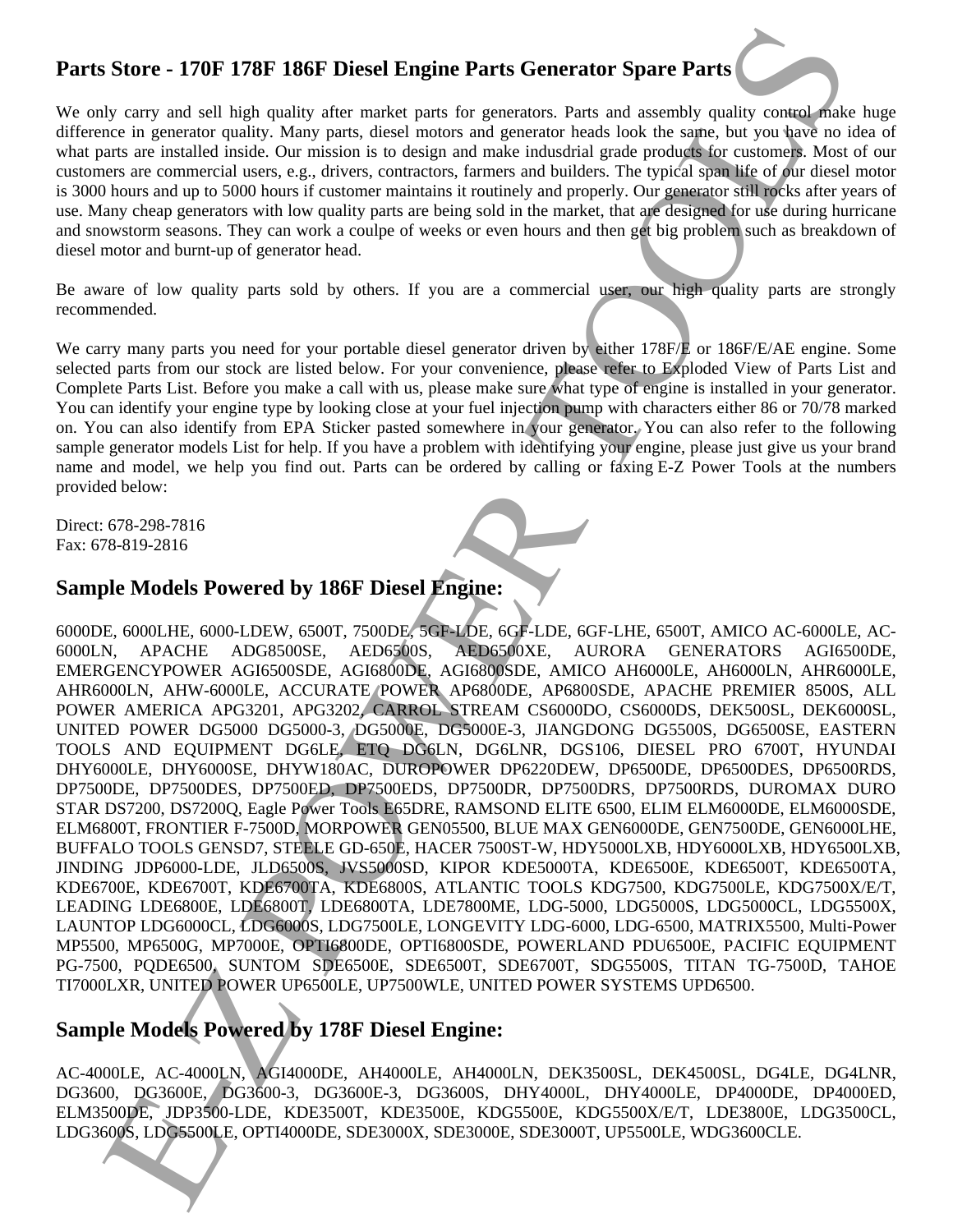## Parts Store - 170F 178F 186F Diesel Engine Parts Generator Spare Parts

We only carry and sell high quality after market parts for generators. Parts and assembly quality control make huge difference in generator quality. Many parts, diesel motors and generator heads look the same, but you have no idea of what parts are installed inside. Our mission is to design and make indusdrial grade products for customers. Most of our customers are commercial users, e.g., drivers, contractors, farmers and builders. The typical span life of our diesel motor is 3000 hours and up to 5000 hours if customer maintains it routinely and properly. Our generator still rocks after years of use. Many cheap generators with low quality parts are being sold in the market, that are designed for use during hurricane and snowstorm seasons. They can work a coulpe of weeks or even hours and then get big problem such as breakdown of diesel motor and burnt-up of generator head.

Be aware of low quality parts sold by others. If you are a commercial user, our high quality parts are strongly recommended.

We carry many parts you need for your portable diesel generator driven by either 178F/E or 186F/E/AE engine. Some selected parts from our stock are listed below. For your convenience, please refer to Exploded View of Parts List and Complete Parts List. Before you make a call with us, please make sure what type of engine is installed in your generator. You can identify your engine type by looking close at your fuel injection pump with characters either 86 or 70/78 marked on. You can also identify from EPA Sticker pasted somewhere in your generator. You can also refer to the following sample generator models List for help. If you have a problem with identifying your engine, please just give us your brand name and model, we help you find out. Parts can be ordered by calling or faxing E-Z Power Tools at the numbers provided below:

Direct: 678-298-7816
Fax: 678-819-2816

## Sample Models Powered by 186F Diesel Engine:

6000DE, 6000LHE, 6000-LDEW, 6500T, 7500DE, 5GF-LDE, 6GF-LDE, 6GF-LHE, 6500T, AMICO AC-6000LE, AC-6000LN, APACHE ADG8500SE, AED6500S, AED6500XE, AURORA GENERATORS AGI6500DE, EMERGENCYPOWER AGI6500SDE, AGI6800DE, AGI6800SDE, AMICO AH6000LE, AH6000LN, AHR6000LE, AHR6000LN, AHW-6000LE, ACCURATE POWER AP6800DE, AP6800SDE, APACHE PREMIER 8500S, ALL POWER AMERICA APG3201, APG3202, CARROL STREAM CS6000DO, CS6000DS, DEK500SL, DEK6000SL, UNITED POWER DG5000 DG5000-3, DG5000E, DG5000E-3, JIANGDONG DG5500S, DG6500SE, EASTERN TOOLS AND EQUIPMENT DG6LE, ETQ DG6LN, DG6LNR, DGS106, DIESEL PRO 6700T, HYUNDAI DHY6000LE, DHY6000SE, DHYW180AC, DUROPOWER DP6220DEW, DP6500DE, DP6500DES, DP6500RDS, DP7500DE, DP7500DES, DP7500ED, DP7500EDS, DP7500DR, DP7500DRS, DP7500RDS, DUROMAX DURO STAR DS7200, DS7200Q, Eagle Power Tools E65DRE, RAMSOND ELITE 6500, ELIM ELM6000DE, ELM6000SDE, ELM6800T, FRONTIER F-7500D, MORPOWER GEN05500, BLUE MAX GEN6000DE, GEN7500DE, GEN6000LHE, BUFFALO TOOLS GENSD7, STEELE GD-650E, HACER 7500ST-W, HDY5000LXB, HDY6000LXB, HDY6500LXB, JINDING JDP6000-LDE, JLD6500S, JVS5000SD, KIPOR KDE5000TA, KDE6500E, KDE6500T, KDE6500TA, KDE6700E, KDE6700T, KDE6700TA, KDE6800S, ATLANTIC TOOLS KDG7500, KDG7500LE, KDG7500X/E/T, LEADING LDE6800E, LDE6800T, LDE6800TA, LDE7800ME, LDG-5000, LDG5000S, LDG5000CL, LDG5500X, LAUNTOP LDG6000CL, LDG6000S, LDG7500LE, LONGEVITY LDG-6000, LDG-6500, MATRIX5500, Multi-Power MP5500, MP6500G, MP7000E, OPTI6800DE, OPTI6800SDE, POWERLAND PDU6500E, PACIFIC EQUIPMENT PG-7500, PQDE6500, SUNTOM SDE6500E, SDE6500T, SDE6700T, SDG5500S, TITAN TG-7500D, TAHOE TI7000LXR, UNITED POWER UP6500LE, UP7500WLE, UNITED POWER SYSTEMS UPD6500.

## Sample Models Powered by 178F Diesel Engine:

AC-4000LE, AC-4000LN, AGI4000DE, AH4000LE, AH4000LN, DEK3500SL, DEK4500SL, DG4LE, DG4LNR, DG3600, DG3600E, DG3600-3, DG3600E-3, DG3600S, DHY4000L, DHY4000LE, DP4000DE, DP4000ED, ELM3500DE, JDP3500-LDE, KDE3500T, KDE3500E, KDG5500E, KDG5500X/E/T, LDE3800E, LDG3500CL, LDG3600S, LDG5500LE, OPTI4000DE, SDE3000X, SDE3000E, SDE3000T, UP5500LE, WDG3600CLE.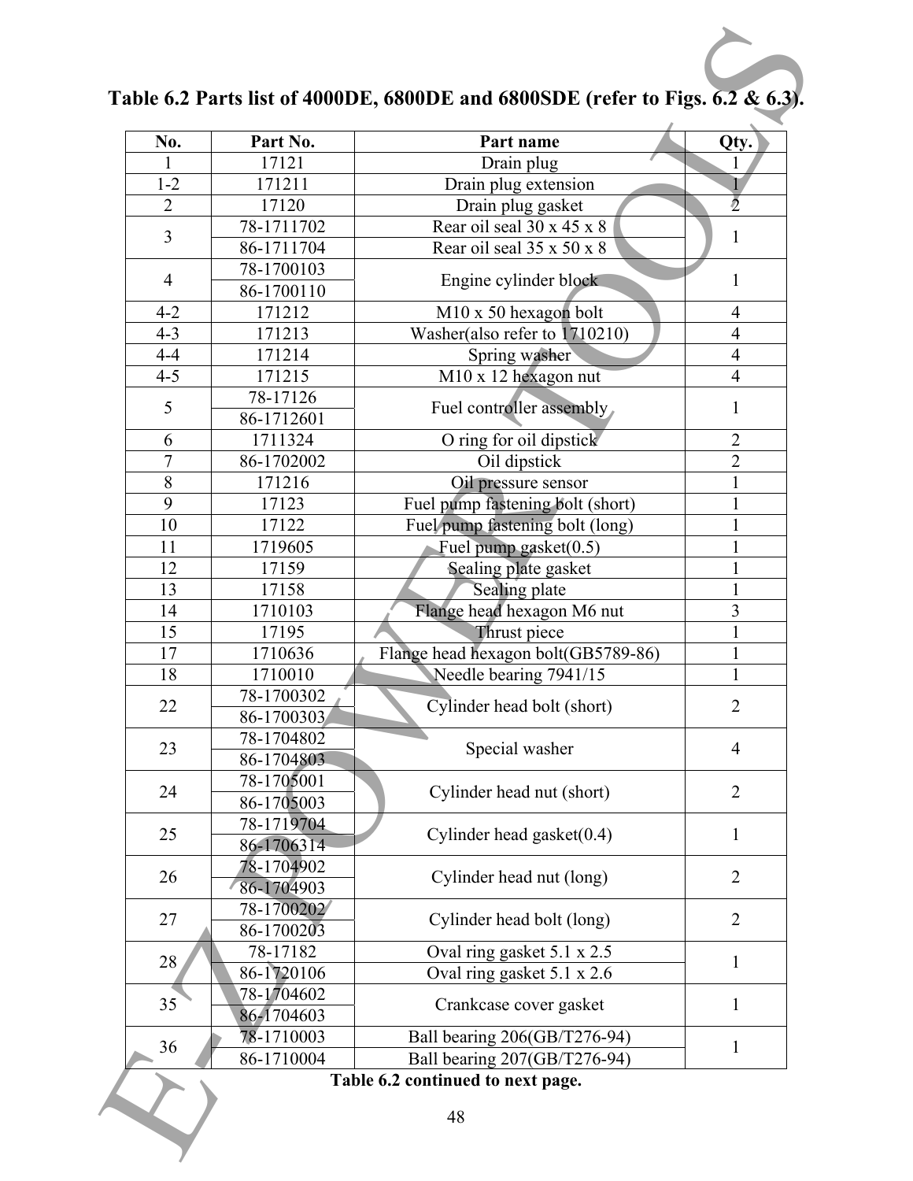**Table 6.2 Parts list of 4000DE, 6800DE and 6800SDE (refer to Figs. 6.2 & 6.3).**

| No. | Part No. | Part name | Qty. |
|---|---|---|---|
| 1 | 17121 | Drain plug | 1 |
| 1-2 | 171211 | Drain plug extension | 1 |
| 2 | 17120 | Drain plug gasket | 2 |
| 3 | 78-1711702 | Rear oil seal 30 x 45 x 8 | 1 |
| | 86-1711704 | Rear oil seal 35 x 50 x 8 | |
| 4 | 78-1700103 | Engine cylinder block | 1 |
| | 86-1700110 | | |
| 4-2 | 171212 | M10 x 50 hexagon bolt | 4 |
| 4-3 | 171213 | Washer(also refer to 1710210) | 4 |
| 4-4 | 171214 | Spring washer | 4 |
| 4-5 | 171215 | M10 x 12 hexagon nut | 4 |
| 5 | 78-17126 | Fuel controller assembly | 1 |
| | 86-1712601 | | |
| 6 | 1711324 | O ring for oil dipstick | 2 |
| 7 | 86-1702002 | Oil dipstick | 2 |
| 8 | 171216 | Oil pressure sensor | 1 |
| 9 | 17123 | Fuel pump fastening bolt (short) | 1 |
| 10 | 17122 | Fuel pump fastening bolt (long) | 1 |
| 11 | 1719605 | Fuel pump gasket(0.5) | 1 |
| 12 | 17159 | Sealing plate gasket | 1 |
| 13 | 17158 | Sealing plate | 1 |
| 14 | 1710103 | Flange head hexagon M6 nut | 3 |
| 15 | 17195 | Thrust piece | 1 |
| 17 | 1710636 | Flange head hexagon bolt(GB5789-86) | 1 |
| 18 | 1710010 | Needle bearing 7941/15 | 1 |
| 22 | 78-1700302 | Cylinder head bolt (short) | 2 |
| | 86-1700303 | | |
| 23 | 78-1704802 | Special washer | 4 |
| | 86-1704803 | | |
| 24 | 78-1705001 | Cylinder head nut (short) | 2 |
| | 86-1705003 | | |
| 25 | 78-1719704 | Cylinder head gasket(0.4) | 1 |
| | 86-1706314 | | |
| 26 | 78-1704902 | Cylinder head nut (long) | 2 |
| | 86-1704903 | | |
| 27 | 78-1700202 | Cylinder head bolt (long) | 2 |
| | 86-1700203 | | |
| 28 | 78-17182 | Oval ring gasket 5.1 x 2.5 | 1 |
| | 86-1720106 | Oval ring gasket 5.1 x 2.6 | |
| 35 | 78-1704602 | Crankcase cover gasket | 1 |
| | 86-1704603 | | |
| 36 | 78-1710003 | Ball bearing 206(GB/T276-94) | 1 |
| | 86-1710004 | Ball bearing 207(GB/T276-94) | |

**Table 6.2 continued to next page.**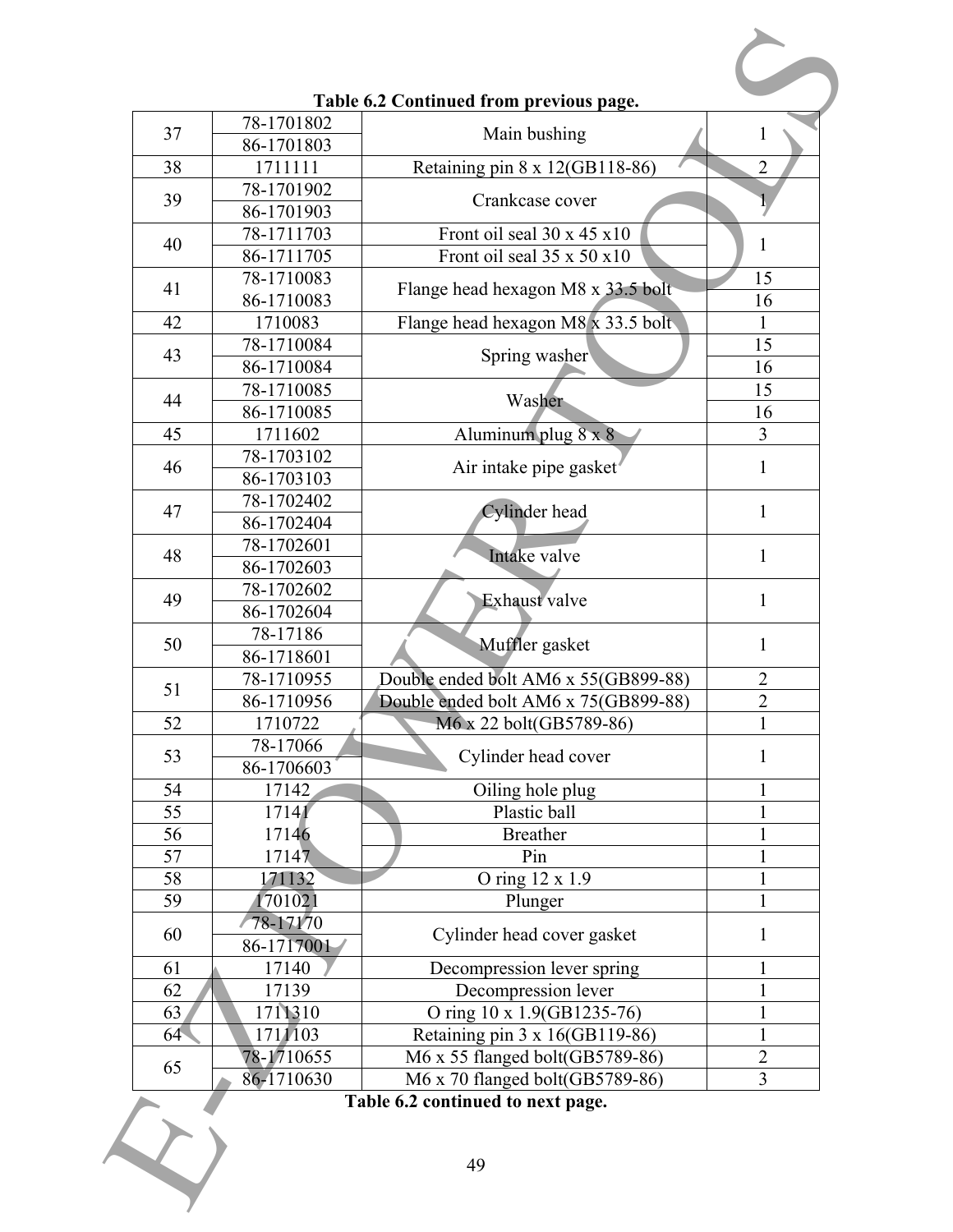**Table 6.2 Continued from previous page.**

| | | | |
|---|---|---|---|
| 37 | 78-1701802 | Main bushing | 1 |
| | 86-1701803 | | |
| 38 | 1711111 | Retaining pin 8 x 12(GB118-86) | 2 |
| 39 | 78-1701902 | Crankcase cover | 1 |
| | 86-1701903 | | |
| 40 | 78-1711703 | Front oil seal 30 x 45 x10 | 1 |
| | 86-1711705 | Front oil seal 35 x 50 x10 | |
| 41 | 78-1710083 | Flange head hexagon M8 x 33.5 bolt | 15 |
| | 86-1710083 | | 16 |
| 42 | 1710083 | Flange head hexagon M8 x 33.5 bolt | 1 |
| 43 | 78-1710084 | Spring washer | 15 |
| | 86-1710084 | | 16 |
| 44 | 78-1710085 | Washer | 15 |
| | 86-1710085 | | 16 |
| 45 | 1711602 | Aluminum plug 8 x 8 | 3 |
| 46 | 78-1703102 | Air intake pipe gasket | 1 |
| | 86-1703103 | | |
| 47 | 78-1702402 | Cylinder head | 1 |
| | 86-1702404 | | |
| 48 | 78-1702601 | Intake valve | 1 |
| | 86-1702603 | | |
| 49 | 78-1702602 | Exhaust valve | 1 |
| | 86-1702604 | | |
| 50 | 78-17186 | Muffler gasket | 1 |
| | 86-1718601 | | |
| 51 | 78-1710955 | Double ended bolt AM6 x 55(GB899-88) | 2 |
| | 86-1710956 | Double ended bolt AM6 x 75(GB899-88) | 2 |
| 52 | 1710722 | M6 x 22 bolt(GB5789-86) | 1 |
| 53 | 78-17066 | Cylinder head cover | 1 |
| | 86-1706603 | | |
| 54 | 17142 | Oiling hole plug | 1 |
| 55 | 17141 | Plastic ball | 1 |
| 56 | 17146 | Breather | 1 |
| 57 | 17147 | Pin | 1 |
| 58 | 171132 | O ring 12 x 1.9 | 1 |
| 59 | 1701021 | Plunger | 1 |
| 60 | 78-17170 | Cylinder head cover gasket | 1 |
| | 86-1717001 | | |
| 61 | 17140 | Decompression lever spring | 1 |
| 62 | 17139 | Decompression lever | 1 |
| 63 | 1711310 | O ring 10 x 1.9(GB1235-76) | 1 |
| 64 | 1711103 | Retaining pin 3 x 16(GB119-86) | 1 |
| 65 | 78-1710655 | M6 x 55 flanged bolt(GB5789-86) | 2 |
| | 86-1710630 | M6 x 70 flanged bolt(GB5789-86) | 3 |

**Table 6.2 continued to next page.**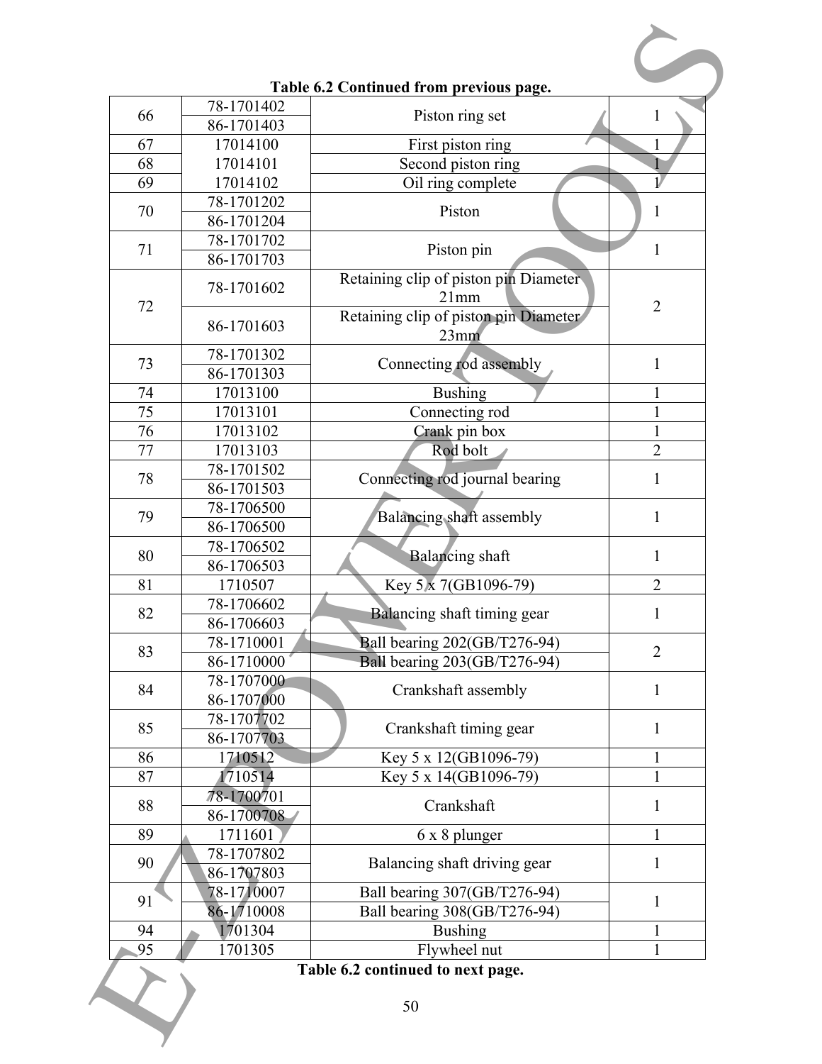**Table 6.2 Continued from previous page.**

| | | | |
|---|---|---|---|
| 66 | 78-1701402<br>86-1701403 | Piston ring set | 1 |
| 67 | 17014100 | First piston ring | 1 |
| 68 | 17014101 | Second piston ring | 1 |
| 69 | 17014102 | Oil ring complete | 1 |
| 70 | 78-1701202<br>86-1701204 | Piston | 1 |
| 71 | 78-1701702<br>86-1701703 | Piston pin | 1 |
| 72 | 78-1701602 | Retaining clip of piston pin Diameter 21mm | 2 |
| | 86-1701603 | Retaining clip of piston pin Diameter 23mm | |
| 73 | 78-1701302<br>86-1701303 | Connecting rod assembly | 1 |
| 74 | 17013100 | Bushing | 1 |
| 75 | 17013101 | Connecting rod | 1 |
| 76 | 17013102 | Crank pin box | 1 |
| 77 | 17013103 | Rod bolt | 2 |
| 78 | 78-1701502<br>86-1701503 | Connecting rod journal bearing | 1 |
| 79 | 78-1706500<br>86-1706500 | Balancing shaft assembly | 1 |
| 80 | 78-1706502<br>86-1706503 | Balancing shaft | 1 |
| 81 | 1710507 | Key 5 x 7(GB1096-79) | 2 |
| 82 | 78-1706602<br>86-1706603 | Balancing shaft timing gear | 1 |
| 83 | 78-1710001 | Ball bearing 202(GB/T276-94) | 2 |
| | 86-1710000 | Ball bearing 203(GB/T276-94) | |
| 84 | 78-1707000<br>86-1707000 | Crankshaft assembly | 1 |
| 85 | 78-1707702<br>86-1707703 | Crankshaft timing gear | 1 |
| 86 | 1710512 | Key 5 x 12(GB1096-79) | 1 |
| 87 | 1710514 | Key 5 x 14(GB1096-79) | 1 |
| 88 | 78-1700701<br>86-1700708 | Crankshaft | 1 |
| 89 | 1711601 | 6 x 8 plunger | 1 |
| 90 | 78-1707802<br>86-1707803 | Balancing shaft driving gear | 1 |
| 91 | 78-1710007 | Ball bearing 307(GB/T276-94) | 1 |
| | 86-1710008 | Ball bearing 308(GB/T276-94) | |
| 94 | 1701304 | Bushing | 1 |
| 95 | 1701305 | Flywheel nut | 1 |

**Table 6.2 continued to next page.**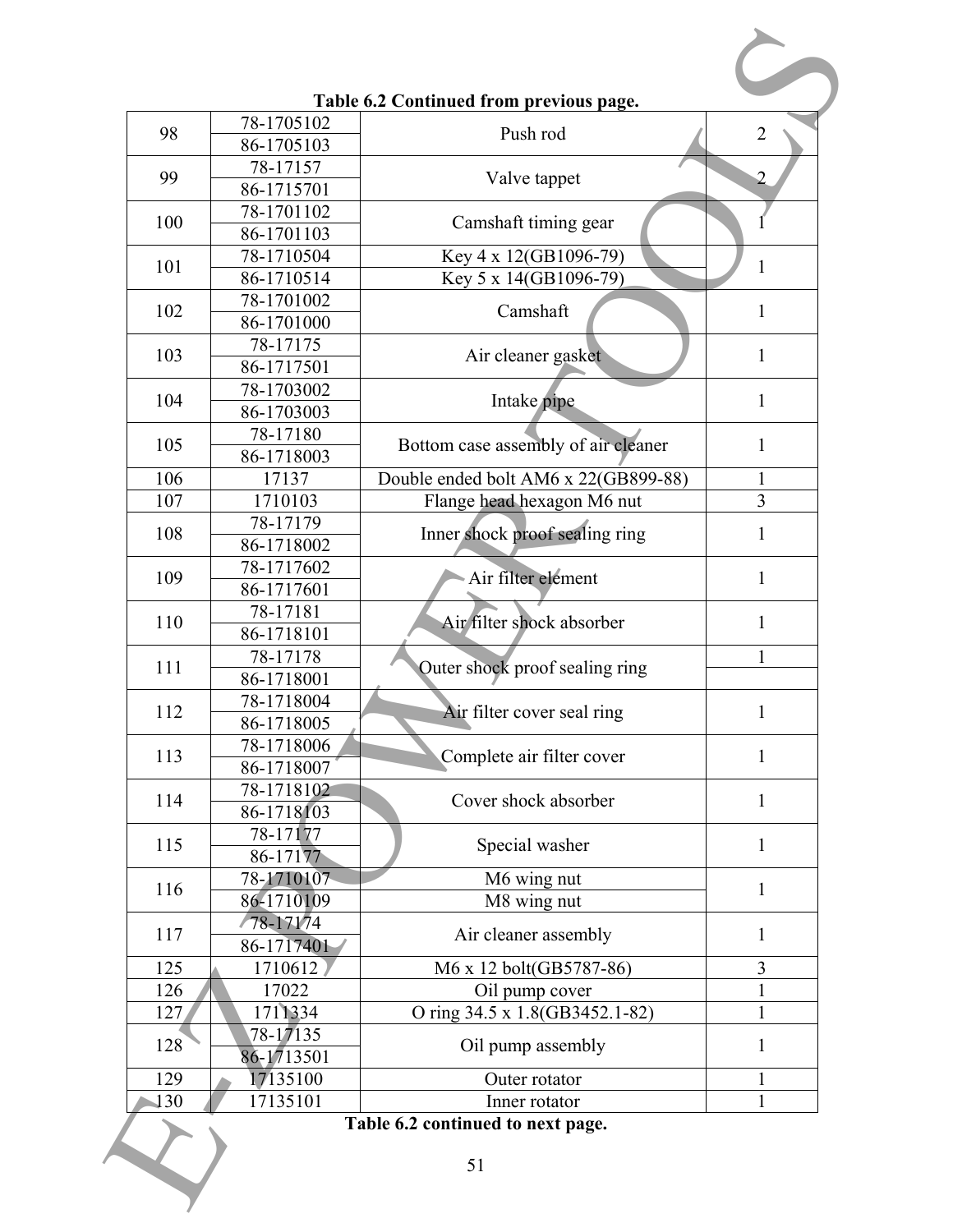**Table 6.2 Continued from previous page.**

| | | | |
|---|---|---|---|
| 98 | 78-1705102 | Push rod | 2 |
| | 86-1705103 | | |
| 99 | 78-17157 | Valve tappet | 2 |
| | 86-1715701 | | |
| 100 | 78-1701102 | Camshaft timing gear | 1 |
| | 86-1701103 | | |
| 101 | 78-1710504 | Key 4 x 12(GB1096-79) | 1 |
| | 86-1710514 | Key 5 x 14(GB1096-79) | |
| 102 | 78-1701002 | Camshaft | 1 |
| | 86-1701000 | | |
| 103 | 78-17175 | Air cleaner gasket | 1 |
| | 86-1717501 | | |
| 104 | 78-1703002 | Intake pipe | 1 |
| | 86-1703003 | | |
| 105 | 78-17180 | Bottom case assembly of air cleaner | 1 |
| | 86-1718003 | | |
| 106 | 17137 | Double ended bolt AM6 x 22(GB899-88) | 1 |
| 107 | 1710103 | Flange head hexagon M6 nut | 3 |
| 108 | 78-17179 | Inner shock proof sealing ring | 1 |
| | 86-1718002 | | |
| 109 | 78-1717602 | Air filter element | 1 |
| | 86-1717601 | | |
| 110 | 78-17181 | Air filter shock absorber | 1 |
| | 86-1718101 | | |
| 111 | 78-17178 | Outer shock proof sealing ring | 1 |
| | 86-1718001 | | |
| 112 | 78-1718004 | Air filter cover seal ring | 1 |
| | 86-1718005 | | |
| 113 | 78-1718006 | Complete air filter cover | 1 |
| | 86-1718007 | | |
| 114 | 78-1718102 | Cover shock absorber | 1 |
| | 86-1718103 | | |
| 115 | 78-17177 | Special washer | 1 |
| | 86-17177 | | |
| 116 | 78-1710107 | M6 wing nut | 1 |
| | 86-1710109 | M8 wing nut | |
| 117 | 78-17174 | Air cleaner assembly | 1 |
| | 86-1717401 | | |
| 125 | 1710612 | M6 x 12 bolt(GB5787-86) | 3 |
| 126 | 17022 | Oil pump cover | 1 |
| 127 | 1711334 | O ring 34.5 x 1.8(GB3452.1-82) | 1 |
| 128 | 78-17135 | Oil pump assembly | 1 |
| | 86-1713501 | | |
| 129 | 17135100 | Outer rotator | 1 |
| 130 | 17135101 | Inner rotator | 1 |

**Table 6.2 continued to next page.**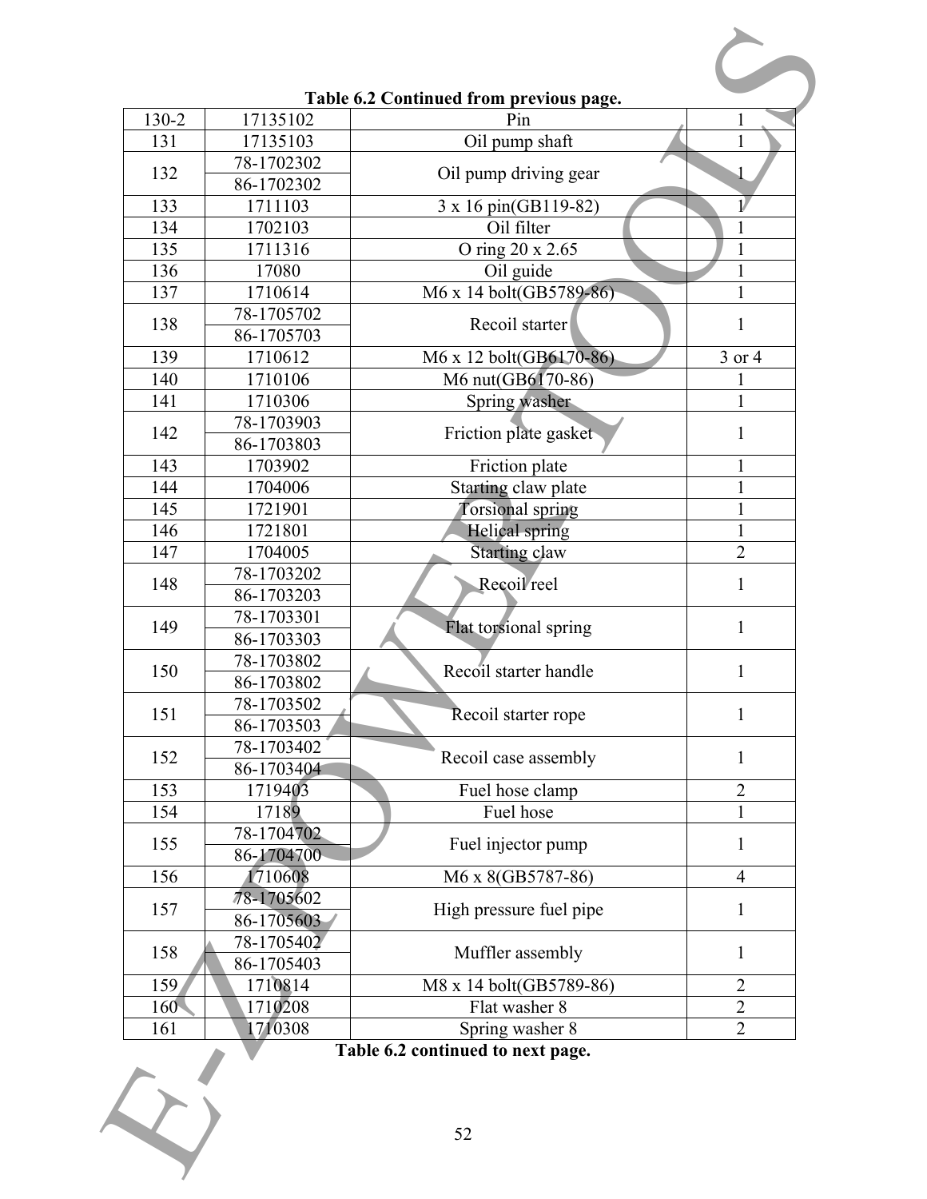**Table 6.2 Continued from previous page.**

| | | | |
|---|---|---|---|
| 130-2 | 17135102 | Pin | 1 |
| 131 | 17135103 | Oil pump shaft | 1 |
| 132 | 78-1702302<br>86-1702302 | Oil pump driving gear | 1 |
| 133 | 1711103 | 3 x 16 pin(GB119-82) | 1 |
| 134 | 1702103 | Oil filter | 1 |
| 135 | 1711316 | O ring 20 x 2.65 | 1 |
| 136 | 17080 | Oil guide | 1 |
| 137 | 1710614 | M6 x 14 bolt(GB5789-86) | 1 |
| 138 | 78-1705702<br>86-1705703 | Recoil starter | 1 |
| 139 | 1710612 | M6 x 12 bolt(GB6170-86) | 3 or 4 |
| 140 | 1710106 | M6 nut(GB6170-86) | 1 |
| 141 | 1710306 | Spring washer | 1 |
| 142 | 78-1703903<br>86-1703803 | Friction plate gasket | 1 |
| 143 | 1703902 | Friction plate | 1 |
| 144 | 1704006 | Starting claw plate | 1 |
| 145 | 1721901 | Torsional spring | 1 |
| 146 | 1721801 | Helical spring | 1 |
| 147 | 1704005 | Starting claw | 2 |
| 148 | 78-1703202<br>86-1703203 | Recoil reel | 1 |
| 149 | 78-1703301<br>86-1703303 | Flat torsional spring | 1 |
| 150 | 78-1703802<br>86-1703802 | Recoil starter handle | 1 |
| 151 | 78-1703502<br>86-1703503 | Recoil starter rope | 1 |
| 152 | 78-1703402<br>86-1703404 | Recoil case assembly | 1 |
| 153 | 1719403 | Fuel hose clamp | 2 |
| 154 | 17189 | Fuel hose | 1 |
| 155 | 78-1704702<br>86-1704700 | Fuel injector pump | 1 |
| 156 | 1710608 | M6 x 8(GB5787-86) | 4 |
| 157 | 78-1705602<br>86-1705603 | High pressure fuel pipe | 1 |
| 158 | 78-1705402<br>86-1705403 | Muffler assembly | 1 |
| 159 | 1710814 | M8 x 14 bolt(GB5789-86) | 2 |
| 160 | 1710208 | Flat washer 8 | 2 |
| 161 | 1710308 | Spring washer 8 | 2 |

**Table 6.2 continued to next page.**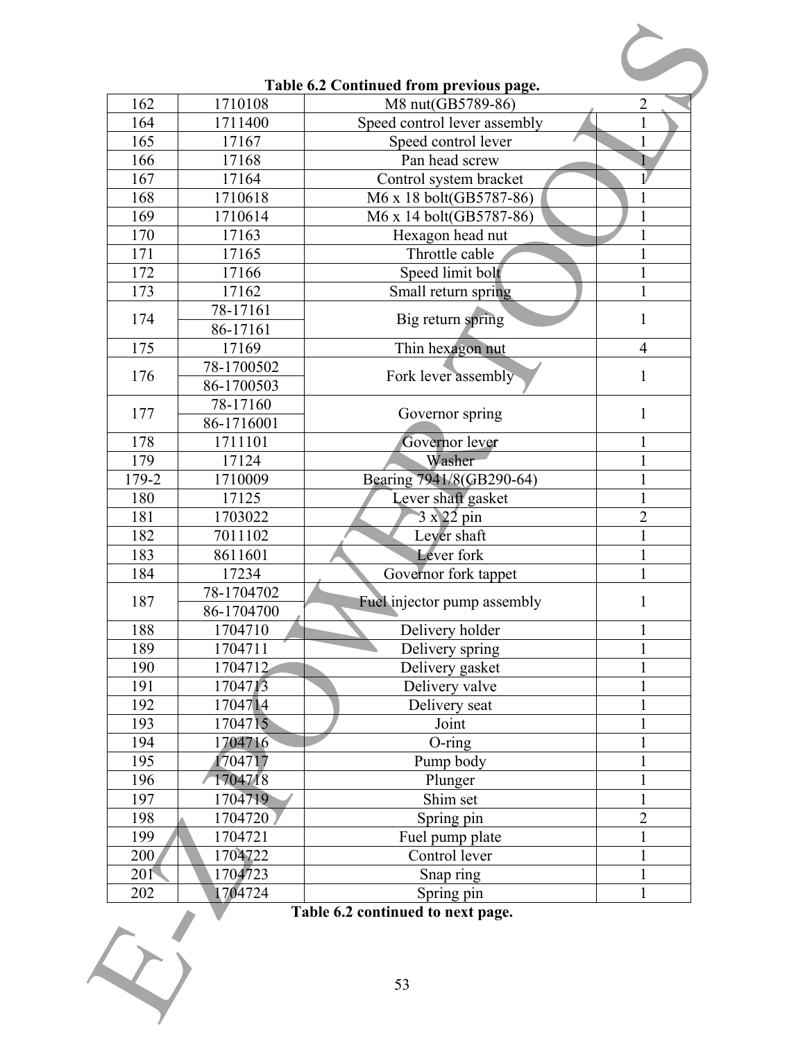**Table 6.2 Continued from previous page.**

| | | | |
|---|---|---|---|
| 162 | 1710108 | M8 nut(GB5789-86) | 2 |
| 164 | 1711400 | Speed control lever assembly | 1 |
| 165 | 17167 | Speed control lever | 1 |
| 166 | 17168 | Pan head screw | 1 |
| 167 | 17164 | Control system bracket | 1 |
| 168 | 1710618 | M6 x 18 bolt(GB5787-86) | 1 |
| 169 | 1710614 | M6 x 14 bolt(GB5787-86) | 1 |
| 170 | 17163 | Hexagon head nut | 1 |
| 171 | 17165 | Throttle cable | 1 |
| 172 | 17166 | Speed limit bolt | 1 |
| 173 | 17162 | Small return spring | 1 |
| 174 | 78-17161<br>86-17161 | Big return spring | 1 |
| 175 | 17169 | Thin hexagon nut | 4 |
| 176 | 78-1700502<br>86-1700503 | Fork lever assembly | 1 |
| 177 | 78-17160<br>86-1716001 | Governor spring | 1 |
| 178 | 1711101 | Governor lever | 1 |
| 179 | 17124 | Washer | 1 |
| 179-2 | 1710009 | Bearing 7941/8(GB290-64) | 1 |
| 180 | 17125 | Lever shaft gasket | 1 |
| 181 | 1703022 | 3 x 22 pin | 2 |
| 182 | 7011102 | Lever shaft | 1 |
| 183 | 8611601 | Lever fork | 1 |
| 184 | 17234 | Governor fork tappet | 1 |
| 187 | 78-1704702<br>86-1704700 | Fuel injector pump assembly | 1 |
| 188 | 1704710 | Delivery holder | 1 |
| 189 | 1704711 | Delivery spring | 1 |
| 190 | 1704712 | Delivery gasket | 1 |
| 191 | 1704713 | Delivery valve | 1 |
| 192 | 1704714 | Delivery seat | 1 |
| 193 | 1704715 | Joint | 1 |
| 194 | 1704716 | O-ring | 1 |
| 195 | 1704717 | Pump body | 1 |
| 196 | 1704718 | Plunger | 1 |
| 197 | 1704719 | Shim set | 1 |
| 198 | 1704720 | Spring pin | 2 |
| 199 | 1704721 | Fuel pump plate | 1 |
| 200 | 1704722 | Control lever | 1 |
| 201 | 1704723 | Snap ring | 1 |
| 202 | 1704724 | Spring pin | 1 |

**Table 6.2 continued to next page.**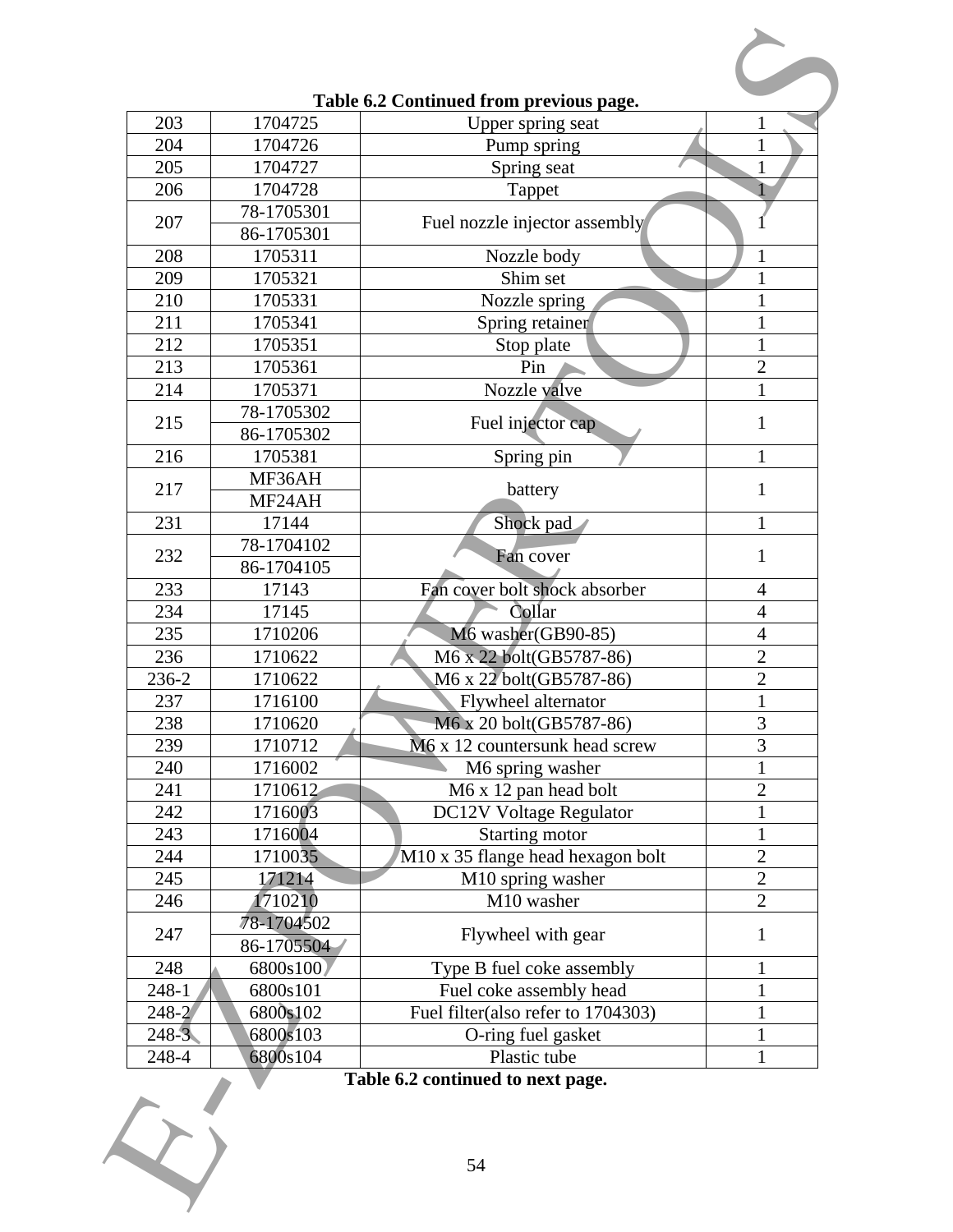**Table 6.2 Continued from previous page.**

| | | | |
|---|---|---|---|
| 203 | 1704725 | Upper spring seat | 1 |
| 204 | 1704726 | Pump spring | 1 |
| 205 | 1704727 | Spring seat | 1 |
| 206 | 1704728 | Tappet | 1 |
| 207 | 78-1705301<br>86-1705301 | Fuel nozzle injector assembly | 1 |
| 208 | 1705311 | Nozzle body | 1 |
| 209 | 1705321 | Shim set | 1 |
| 210 | 1705331 | Nozzle spring | 1 |
| 211 | 1705341 | Spring retainer | 1 |
| 212 | 1705351 | Stop plate | 1 |
| 213 | 1705361 | Pin | 2 |
| 214 | 1705371 | Nozzle valve | 1 |
| 215 | 78-1705302<br>86-1705302 | Fuel injector cap | 1 |
| 216 | 1705381 | Spring pin | 1 |
| 217 | MF36AH<br>MF24AH | battery | 1 |
| 231 | 17144 | Shock pad | 1 |
| 232 | 78-1704102<br>86-1704105 | Fan cover | 1 |
| 233 | 17143 | Fan cover bolt shock absorber | 4 |
| 234 | 17145 | Collar | 4 |
| 235 | 1710206 | M6 washer(GB90-85) | 4 |
| 236 | 1710622 | M6 x 22 bolt(GB5787-86) | 2 |
| 236-2 | 1710622 | M6 x 22 bolt(GB5787-86) | 2 |
| 237 | 1716100 | Flywheel alternator | 1 |
| 238 | 1710620 | M6 x 20 bolt(GB5787-86) | 3 |
| 239 | 1710712 | M6 x 12 countersunk head screw | 3 |
| 240 | 1716002 | M6 spring washer | 1 |
| 241 | 1710612 | M6 x 12 pan head bolt | 2 |
| 242 | 1716003 | DC12V Voltage Regulator | 1 |
| 243 | 1716004 | Starting motor | 1 |
| 244 | 1710035 | M10 x 35 flange head hexagon bolt | 2 |
| 245 | 171214 | M10 spring washer | 2 |
| 246 | 1710210 | M10 washer | 2 |
| 247 | 78-1704502<br>86-1705504 | Flywheel with gear | 1 |
| 248 | 6800s100 | Type B fuel coke assembly | 1 |
| 248-1 | 6800s101 | Fuel coke assembly head | 1 |
| 248-2 | 6800s102 | Fuel filter(also refer to 1704303) | 1 |
| 248-3 | 6800s103 | O-ring fuel gasket | 1 |
| 248-4 | 6800s104 | Plastic tube | 1 |

**Table 6.2 continued to next page.**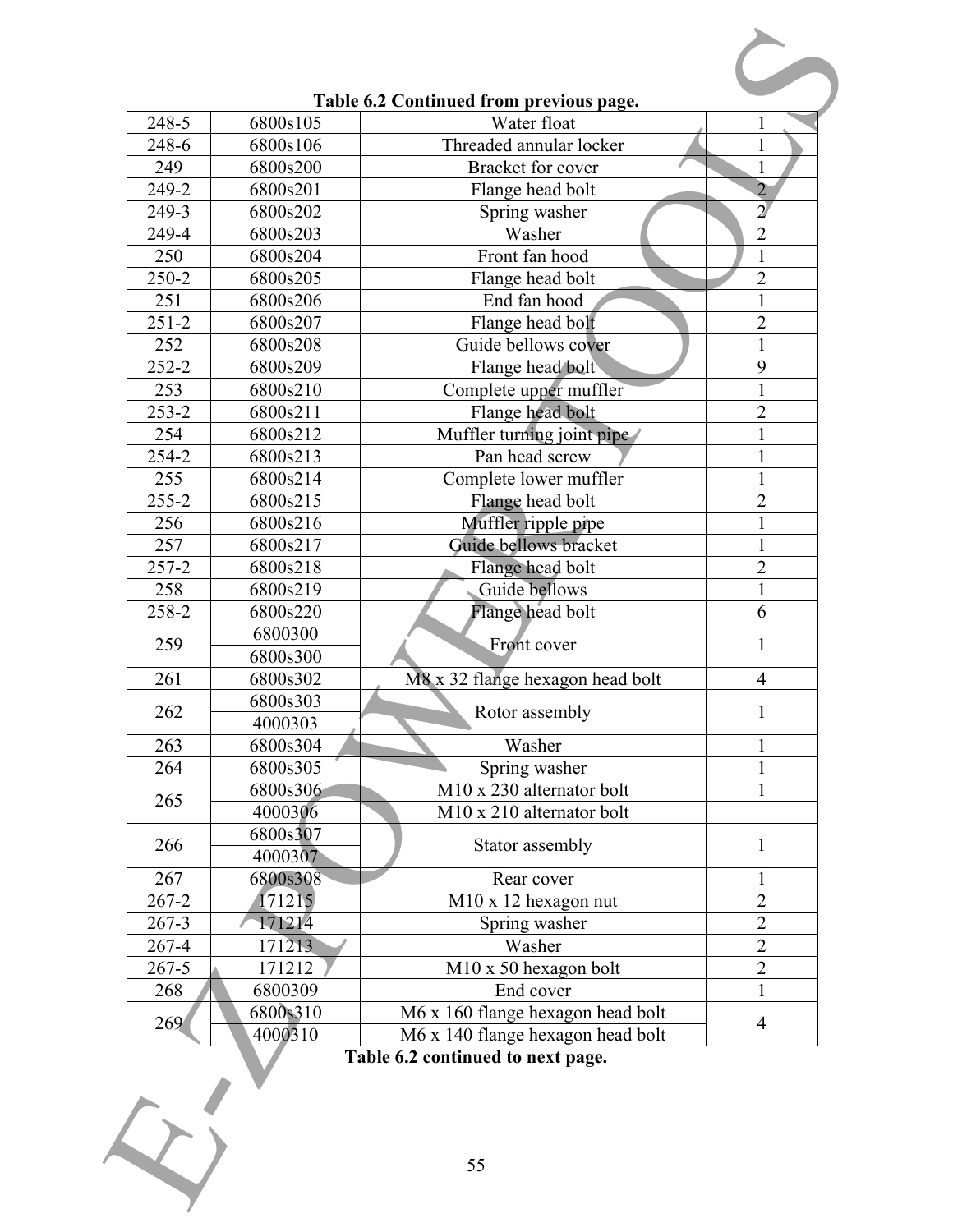**Table 6.2 Continued from previous page.**

| | | | |
|---|---|---|---|
| 248-5 | 6800s105 | Water float | 1 |
| 248-6 | 6800s106 | Threaded annular locker | 1 |
| 249 | 6800s200 | Bracket for cover | 1 |
| 249-2 | 6800s201 | Flange head bolt | 2 |
| 249-3 | 6800s202 | Spring washer | 2 |
| 249-4 | 6800s203 | Washer | 2 |
| 250 | 6800s204 | Front fan hood | 1 |
| 250-2 | 6800s205 | Flange head bolt | 2 |
| 251 | 6800s206 | End fan hood | 1 |
| 251-2 | 6800s207 | Flange head bolt | 2 |
| 252 | 6800s208 | Guide bellows cover | 1 |
| 252-2 | 6800s209 | Flange head bolt | 9 |
| 253 | 6800s210 | Complete upper muffler | 1 |
| 253-2 | 6800s211 | Flange head bolt | 2 |
| 254 | 6800s212 | Muffler turning joint pipe | 1 |
| 254-2 | 6800s213 | Pan head screw | 1 |
| 255 | 6800s214 | Complete lower muffler | 1 |
| 255-2 | 6800s215 | Flange head bolt | 2 |
| 256 | 6800s216 | Muffler ripple pipe | 1 |
| 257 | 6800s217 | Guide bellows bracket | 1 |
| 257-2 | 6800s218 | Flange head bolt | 2 |
| 258 | 6800s219 | Guide bellows | 1 |
| 258-2 | 6800s220 | Flange head bolt | 6 |
| 259 | 6800300 | Front cover | 1 |
| | 6800s300 | | |
| 261 | 6800s302 | M8 x 32 flange hexagon head bolt | 4 |
| 262 | 6800s303 | Rotor assembly | 1 |
| | 4000303 | | |
| 263 | 6800s304 | Washer | 1 |
| 264 | 6800s305 | Spring washer | 1 |
| 265 | 6800s306 | M10 x 230 alternator bolt | 1 |
| | 4000306 | M10 x 210 alternator bolt | |
| 266 | 6800s307 | Stator assembly | 1 |
| | 4000307 | | |
| 267 | 6800s308 | Rear cover | 1 |
| 267-2 | 171215 | M10 x 12 hexagon nut | 2 |
| 267-3 | 171214 | Spring washer | 2 |
| 267-4 | 171213 | Washer | 2 |
| 267-5 | 171212 | M10 x 50 hexagon bolt | 2 |
| 268 | 6800309 | End cover | 1 |
| 269 | 6800s310 | M6 x 160 flange hexagon head bolt | 4 |
| | 4000310 | M6 x 140 flange hexagon head bolt | |

**Table 6.2 continued to next page.**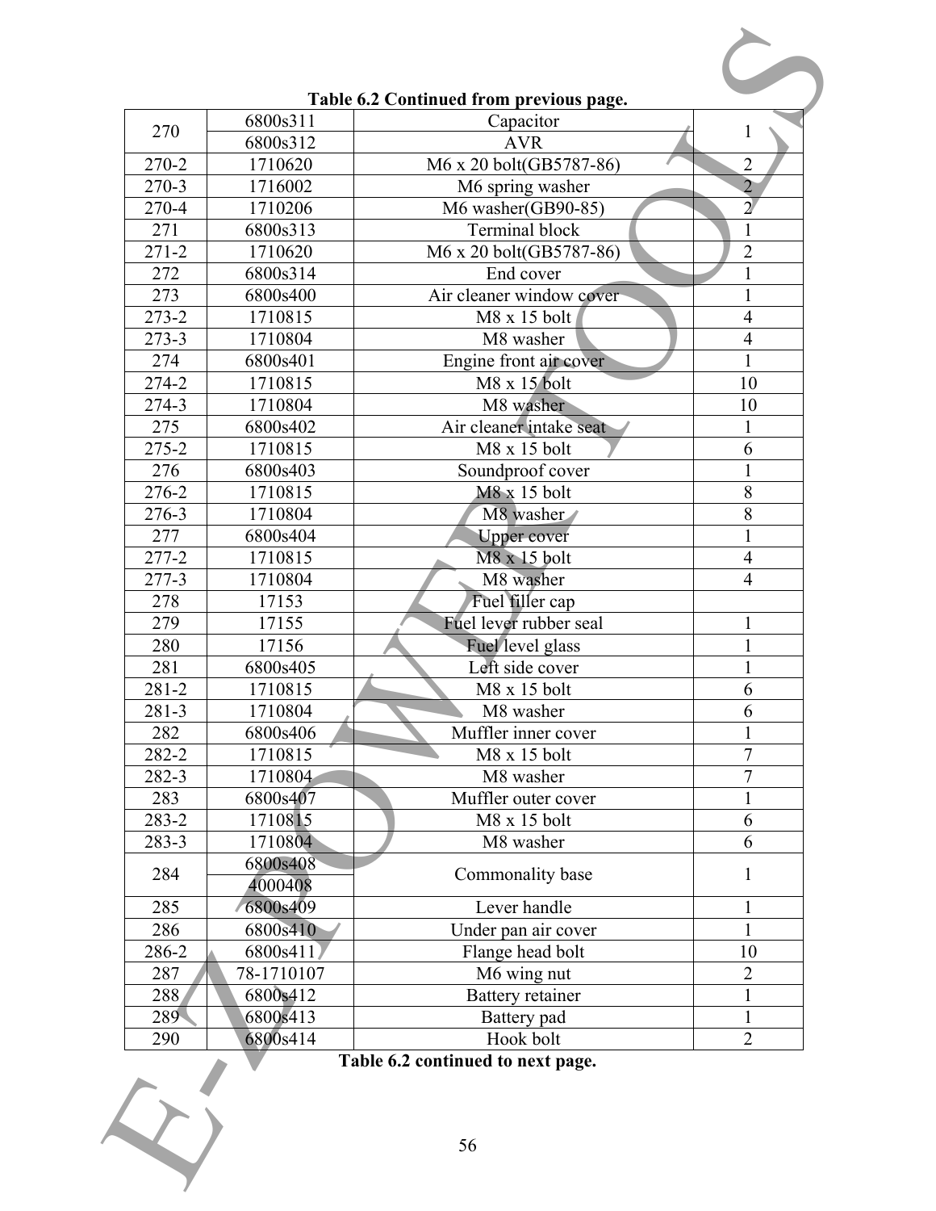**Table 6.2 Continued from previous page.**

| | | | |
|---|---|---|---|
| 270 | 6800s311 | Capacitor | 1 |
| | 6800s312 | AVR | |
| 270-2 | 1710620 | M6 x 20 bolt(GB5787-86) | 2 |
| 270-3 | 1716002 | M6 spring washer | 2 |
| 270-4 | 1710206 | M6 washer(GB90-85) | 2 |
| 271 | 6800s313 | Terminal block | 1 |
| 271-2 | 1710620 | M6 x 20 bolt(GB5787-86) | 2 |
| 272 | 6800s314 | End cover | 1 |
| 273 | 6800s400 | Air cleaner window cover | 1 |
| 273-2 | 1710815 | M8 x 15 bolt | 4 |
| 273-3 | 1710804 | M8 washer | 4 |
| 274 | 6800s401 | Engine front air cover | 1 |
| 274-2 | 1710815 | M8 x 15 bolt | 10 |
| 274-3 | 1710804 | M8 washer | 10 |
| 275 | 6800s402 | Air cleaner intake seat | 1 |
| 275-2 | 1710815 | M8 x 15 bolt | 6 |
| 276 | 6800s403 | Soundproof cover | 1 |
| 276-2 | 1710815 | M8 x 15 bolt | 8 |
| 276-3 | 1710804 | M8 washer | 8 |
| 277 | 6800s404 | Upper cover | 1 |
| 277-2 | 1710815 | M8 x 15 bolt | 4 |
| 277-3 | 1710804 | M8 washer | 4 |
| 278 | 17153 | Fuel filler cap | |
| 279 | 17155 | Fuel lever rubber seal | 1 |
| 280 | 17156 | Fuel level glass | 1 |
| 281 | 6800s405 | Left side cover | 1 |
| 281-2 | 1710815 | M8 x 15 bolt | 6 |
| 281-3 | 1710804 | M8 washer | 6 |
| 282 | 6800s406 | Muffler inner cover | 1 |
| 282-2 | 1710815 | M8 x 15 bolt | 7 |
| 282-3 | 1710804 | M8 washer | 7 |
| 283 | 6800s407 | Muffler outer cover | 1 |
| 283-2 | 1710815 | M8 x 15 bolt | 6 |
| 283-3 | 1710804 | M8 washer | 6 |
| 284 | 6800s408 | Commonality base | 1 |
| | 4000408 | | |
| 285 | 6800s409 | Lever handle | 1 |
| 286 | 6800s410 | Under pan air cover | 1 |
| 286-2 | 6800s411 | Flange head bolt | 10 |
| 287 | 78-1710107 | M6 wing nut | 2 |
| 288 | 6800s412 | Battery retainer | 1 |
| 289 | 6800s413 | Battery pad | 1 |
| 290 | 6800s414 | Hook bolt | 2 |

**Table 6.2 continued to next page.**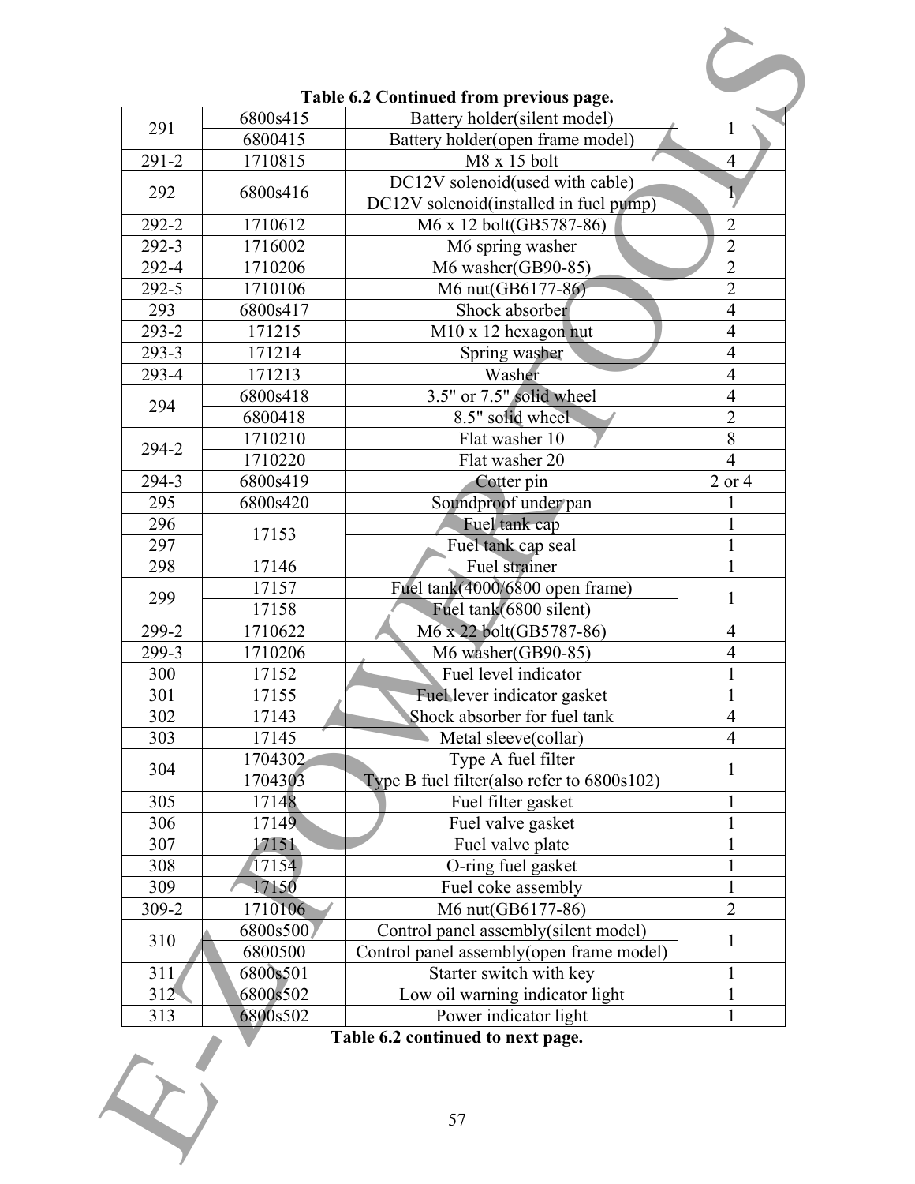**Table 6.2 Continued from previous page.**

| | | | |
|---|---|---|---|
| 291 | 6800s415 | Battery holder(silent model) | 1 |
| | 6800415 | Battery holder(open frame model) | |
| 291-2 | 1710815 | M8 x 15 bolt | 4 |
| 292 | 6800s416 | DC12V solenoid(used with cable) | 1 |
| | | DC12V solenoid(installed in fuel pump) | |
| 292-2 | 1710612 | M6 x 12 bolt(GB5787-86) | 2 |
| 292-3 | 1716002 | M6 spring washer | 2 |
| 292-4 | 1710206 | M6 washer(GB90-85) | 2 |
| 292-5 | 1710106 | M6 nut(GB6177-86) | 2 |
| 293 | 6800s417 | Shock absorber | 4 |
| 293-2 | 171215 | M10 x 12 hexagon nut | 4 |
| 293-3 | 171214 | Spring washer | 4 |
| 293-4 | 171213 | Washer | 4 |
| 294 | 6800s418 | 3.5" or 7.5" solid wheel | 4 |
| | 6800418 | 8.5" solid wheel | 2 |
| 294-2 | 1710210 | Flat washer 10 | 8 |
| | 1710220 | Flat washer 20 | 4 |
| 294-3 | 6800s419 | Cotter pin | 2 or 4 |
| 295 | 6800s420 | Soundproof under pan | 1 |
| 296 | 17153 | Fuel tank cap | 1 |
| 297 | | Fuel tank cap seal | 1 |
| 298 | 17146 | Fuel strainer | 1 |
| 299 | 17157 | Fuel tank(4000/6800 open frame) | 1 |
| | 17158 | Fuel tank(6800 silent) | |
| 299-2 | 1710622 | M6 x 22 bolt(GB5787-86) | 4 |
| 299-3 | 1710206 | M6 washer(GB90-85) | 4 |
| 300 | 17152 | Fuel level indicator | 1 |
| 301 | 17155 | Fuel lever indicator gasket | 1 |
| 302 | 17143 | Shock absorber for fuel tank | 4 |
| 303 | 17145 | Metal sleeve(collar) | 4 |
| 304 | 1704302 | Type A fuel filter | 1 |
| | 1704303 | Type B fuel filter(also refer to 6800s102) | |
| 305 | 17148 | Fuel filter gasket | 1 |
| 306 | 17149 | Fuel valve gasket | 1 |
| 307 | 17151 | Fuel valve plate | 1 |
| 308 | 17154 | O-ring fuel gasket | 1 |
| 309 | 17150 | Fuel coke assembly | 1 |
| 309-2 | 1710106 | M6 nut(GB6177-86) | 2 |
| 310 | 6800s500 | Control panel assembly(silent model) | 1 |
| | 6800500 | Control panel assembly(open frame model) | |
| 311 | 6800s501 | Starter switch with key | 1 |
| 312 | 6800s502 | Low oil warning indicator light | 1 |
| 313 | 6800s502 | Power indicator light | 1 |

**Table 6.2 continued to next page.**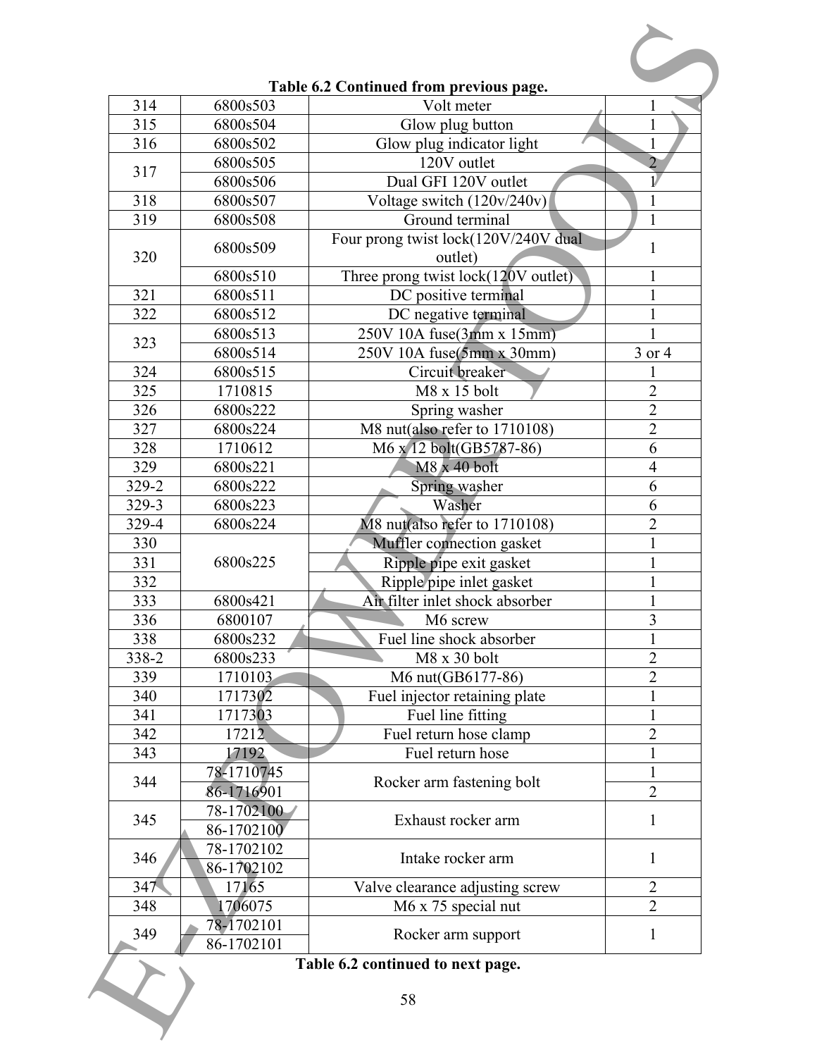**Table 6.2 Continued from previous page.**

| | | | |
|---|---|---|---|
| 314 | 6800s503 | Volt meter | 1 |
| 315 | 6800s504 | Glow plug button | 1 |
| 316 | 6800s502 | Glow plug indicator light | 1 |
| 317 | 6800s505 | 120V outlet | 2 |
| | 6800s506 | Dual GFI 120V outlet | 1 |
| 318 | 6800s507 | Voltage switch (120v/240v) | 1 |
| 319 | 6800s508 | Ground terminal | 1 |
| 320 | 6800s509 | Four prong twist lock(120V/240V dual outlet) | 1 |
| | 6800s510 | Three prong twist lock(120V outlet) | 1 |
| 321 | 6800s511 | DC positive terminal | 1 |
| 322 | 6800s512 | DC negative terminal | 1 |
| 323 | 6800s513 | 250V 10A fuse(3mm x 15mm) | 1 |
| | 6800s514 | 250V 10A fuse(5mm x 30mm) | 3 or 4 |
| 324 | 6800s515 | Circuit breaker | 1 |
| 325 | 1710815 | M8 x 15 bolt | 2 |
| 326 | 6800s222 | Spring washer | 2 |
| 327 | 6800s224 | M8 nut(also refer to 1710108) | 2 |
| 328 | 1710612 | M6 x 12 bolt(GB5787-86) | 6 |
| 329 | 6800s221 | M8 x 40 bolt | 4 |
| 329-2 | 6800s222 | Spring washer | 6 |
| 329-3 | 6800s223 | Washer | 6 |
| 329-4 | 6800s224 | M8 nut(also refer to 1710108) | 2 |
| 330 | 6800s225 | Muffler connection gasket | 1 |
| 331 | | Ripple pipe exit gasket | 1 |
| 332 | | Ripple pipe inlet gasket | 1 |
| 333 | 6800s421 | Air filter inlet shock absorber | 1 |
| 336 | 6800107 | M6 screw | 3 |
| 338 | 6800s232 | Fuel line shock absorber | 1 |
| 338-2 | 6800s233 | M8 x 30 bolt | 2 |
| 339 | 1710103 | M6 nut(GB6177-86) | 2 |
| 340 | 1717302 | Fuel injector retaining plate | 1 |
| 341 | 1717303 | Fuel line fitting | 1 |
| 342 | 17212 | Fuel return hose clamp | 2 |
| 343 | 17192 | Fuel return hose | 1 |
| 344 | 78-1710745 | Rocker arm fastening bolt | 1 |
| | 86-1716901 | | 2 |
| 345 | 78-1702100 | Exhaust rocker arm | 1 |
| | 86-1702100 | | |
| 346 | 78-1702102 | Intake rocker arm | 1 |
| | 86-1702102 | | |
| 347 | 17165 | Valve clearance adjusting screw | 2 |
| 348 | 1706075 | M6 x 75 special nut | 2 |
| 349 | 78-1702101 | Rocker arm support | 1 |
| | 86-1702101 | | |

**Table 6.2 continued to next page.**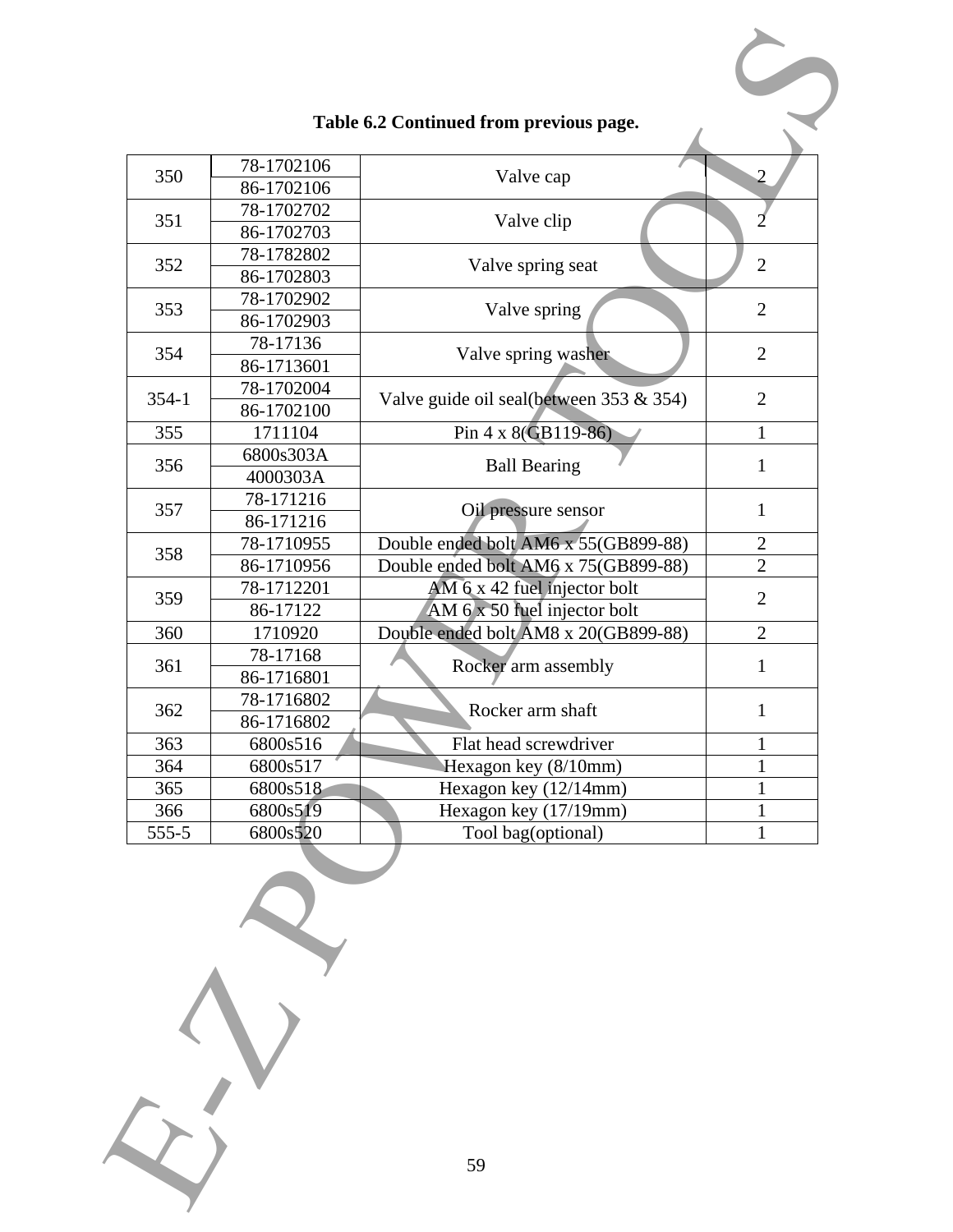**Table 6.2 Continued from previous page.**

| | | | |
|---|---|---|---|
| 350 | 78-1702106 | Valve cap | 2 |
| | 86-1702106 | | |
| 351 | 78-1702702 | Valve clip | 2 |
| | 86-1702703 | | |
| 352 | 78-1782802 | Valve spring seat | 2 |
| | 86-1702803 | | |
| 353 | 78-1702902 | Valve spring | 2 |
| | 86-1702903 | | |
| 354 | 78-17136 | Valve spring washer | 2 |
| | 86-1713601 | | |
| 354-1 | 78-1702004 | Valve guide oil seal(between 353 & 354) | 2 |
| | 86-1702100 | | |
| 355 | 1711104 | Pin 4 x 8(GB119-86) | 1 |
| 356 | 6800s303A | Ball Bearing | 1 |
| | 4000303A | | |
| 357 | 78-171216 | Oil pressure sensor | 1 |
| | 86-171216 | | |
| 358 | 78-1710955 | Double ended bolt AM6 x 55(GB899-88) | 2 |
| | 86-1710956 | Double ended bolt AM6 x 75(GB899-88) | 2 |
| 359 | 78-1712201 | AM 6 x 42 fuel injector bolt | 2 |
| | 86-17122 | AM 6 x 50 fuel injector bolt | |
| 360 | 1710920 | Double ended bolt AM8 x 20(GB899-88) | 2 |
| 361 | 78-17168 | Rocker arm assembly | 1 |
| | 86-1716801 | | |
| 362 | 78-1716802 | Rocker arm shaft | 1 |
| | 86-1716802 | | |
| 363 | 6800s516 | Flat head screwdriver | 1 |
| 364 | 6800s517 | Hexagon key (8/10mm) | 1 |
| 365 | 6800s518 | Hexagon key (12/14mm) | 1 |
| 366 | 6800s519 | Hexagon key (17/19mm) | 1 |
| 555-5 | 6800s520 | Tool bag(optional) | 1 |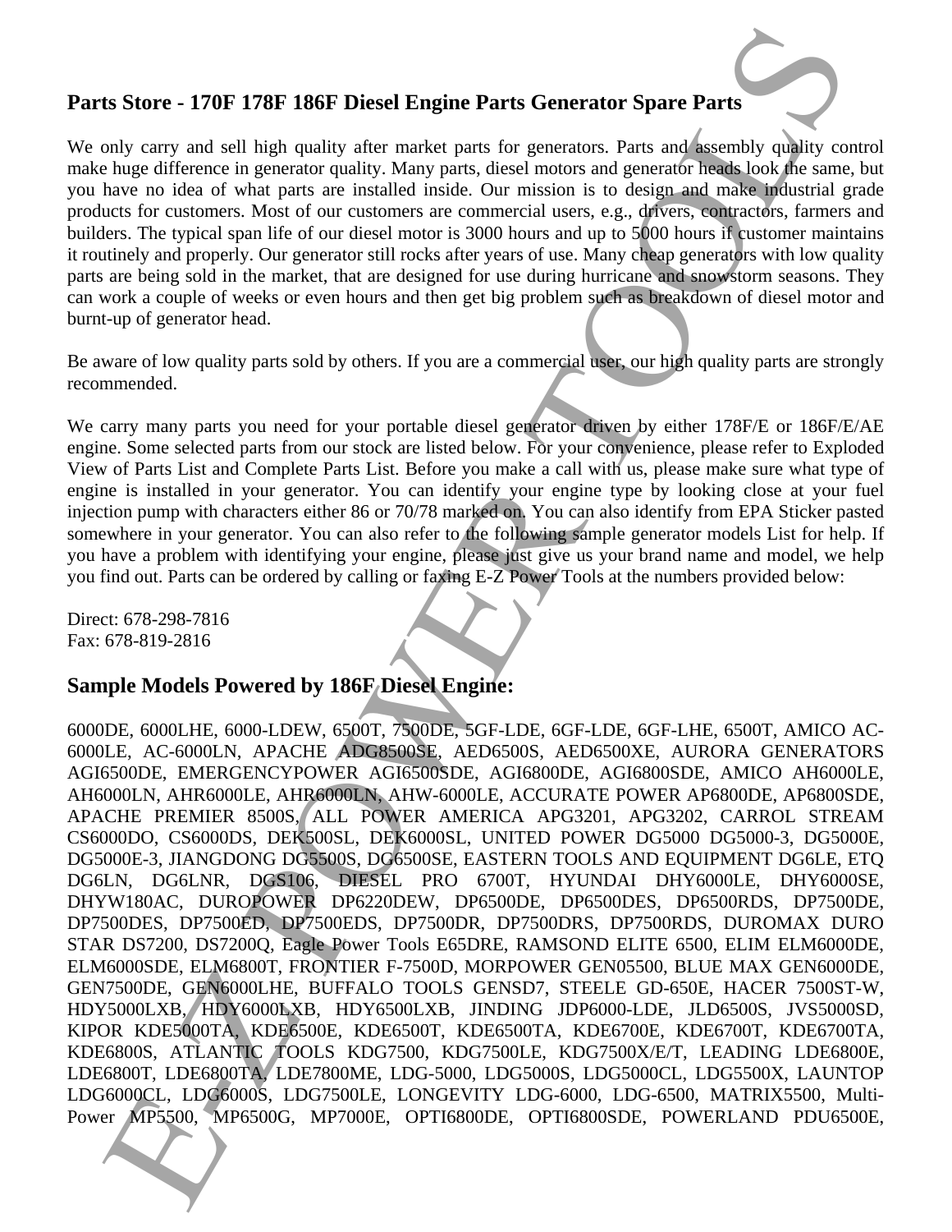## Parts Store - 170F 178F 186F Diesel Engine Parts Generator Spare Parts

We only carry and sell high quality after market parts for generators. Parts and assembly quality control make huge difference in generator quality. Many parts, diesel motors and generator heads look the same, but you have no idea of what parts are installed inside. Our mission is to design and make industrial grade products for customers. Most of our customers are commercial users, e.g., drivers, contractors, farmers and builders. The typical span life of our diesel motor is 3000 hours and up to 5000 hours if customer maintains it routinely and properly. Our generator still rocks after years of use. Many cheap generators with low quality parts are being sold in the market, that are designed for use during hurricane and snowstorm seasons. They can work a couple of weeks or even hours and then get big problem such as breakdown of diesel motor and burnt-up of generator head.

Be aware of low quality parts sold by others. If you are a commercial user, our high quality parts are strongly recommended.

We carry many parts you need for your portable diesel generator driven by either 178F/E or 186F/E/AE engine. Some selected parts from our stock are listed below. For your convenience, please refer to Exploded View of Parts List and Complete Parts List. Before you make a call with us, please make sure what type of engine is installed in your generator. You can identify your engine type by looking close at your fuel injection pump with characters either 86 or 70/78 marked on. You can also identify from EPA Sticker pasted somewhere in your generator. You can also refer to the following sample generator models List for help. If you have a problem with identifying your engine, please just give us your brand name and model, we help you find out. Parts can be ordered by calling or faxing E-Z Power Tools at the numbers provided below:

Direct: 678-298-7816
Fax: 678-819-2816

## Sample Models Powered by 186F Diesel Engine:

6000DE, 6000LHE, 6000-LDEW, 6500T, 7500DE, 5GF-LDE, 6GF-LDE, 6GF-LHE, 6500T, AMICO AC-6000LE, AC-6000LN, APACHE ADG8500SE, AED6500S, AED6500XE, AURORA GENERATORS AGI6500DE, EMERGENCYPOWER AGI6500SDE, AGI6800DE, AGI6800SDE, AMICO AH6000LE, AH6000LN, AHR6000LE, AHR6000LN, AHW-6000LE, ACCURATE POWER AP6800DE, AP6800SDE, APACHE PREMIER 8500S, ALL POWER AMERICA APG3201, APG3202, CARROL STREAM CS6000DO, CS6000DS, DEK500SL, DEK6000SL, UNITED POWER DG5000 DG5000-3, DG5000E, DG5000E-3, JIANGDONG DG5500S, DG6500SE, EASTERN TOOLS AND EQUIPMENT DG6LE, ETQ DG6LN, DG6LNR, DGS106, DIESEL PRO 6700T, HYUNDAI DHY6000LE, DHY6000SE, DHYW180AC, DUROPOWER DP6220DEW, DP6500DE, DP6500DES, DP6500RDS, DP7500DE, DP7500DES, DP7500ED, DP7500EDS, DP7500DR, DP7500DRS, DP7500RDS, DUROMAX DURO STAR DS7200, DS7200Q, Eagle Power Tools E65DRE, RAMSOND ELITE 6500, ELIM ELM6000DE, ELM6000SDE, ELM6800T, FRONTIER F-7500D, MORPOWER GEN05500, BLUE MAX GEN6000DE, GEN7500DE, GEN6000LHE, BUFFALO TOOLS GENSD7, STEELE GD-650E, HACER 7500ST-W, HDY5000LXB, HDY6000LXB, HDY6500LXB, JINDING JDP6000-LDE, JLD6500S, JVS5000SD, KIPOR KDE5000TA, KDE6500E, KDE6500T, KDE6500TA, KDE6700E, KDE6700T, KDE6700TA, KDE6800S, ATLANTIC TOOLS KDG7500, KDG7500LE, KDG7500X/E/T, LEADING LDE6800E, LDE6800T, LDE6800TA, LDE7800ME, LDG-5000, LDG5000S, LDG5000CL, LDG5500X, LAUNTOP LDG6000CL, LDG6000S, LDG7500LE, LONGEVITY LDG-6000, LDG-6500, MATRIX5500, Multi-Power MP5500, MP6500G, MP7000E, OPTI6800DE, OPTI6800SDE, POWERLAND PDU6500E,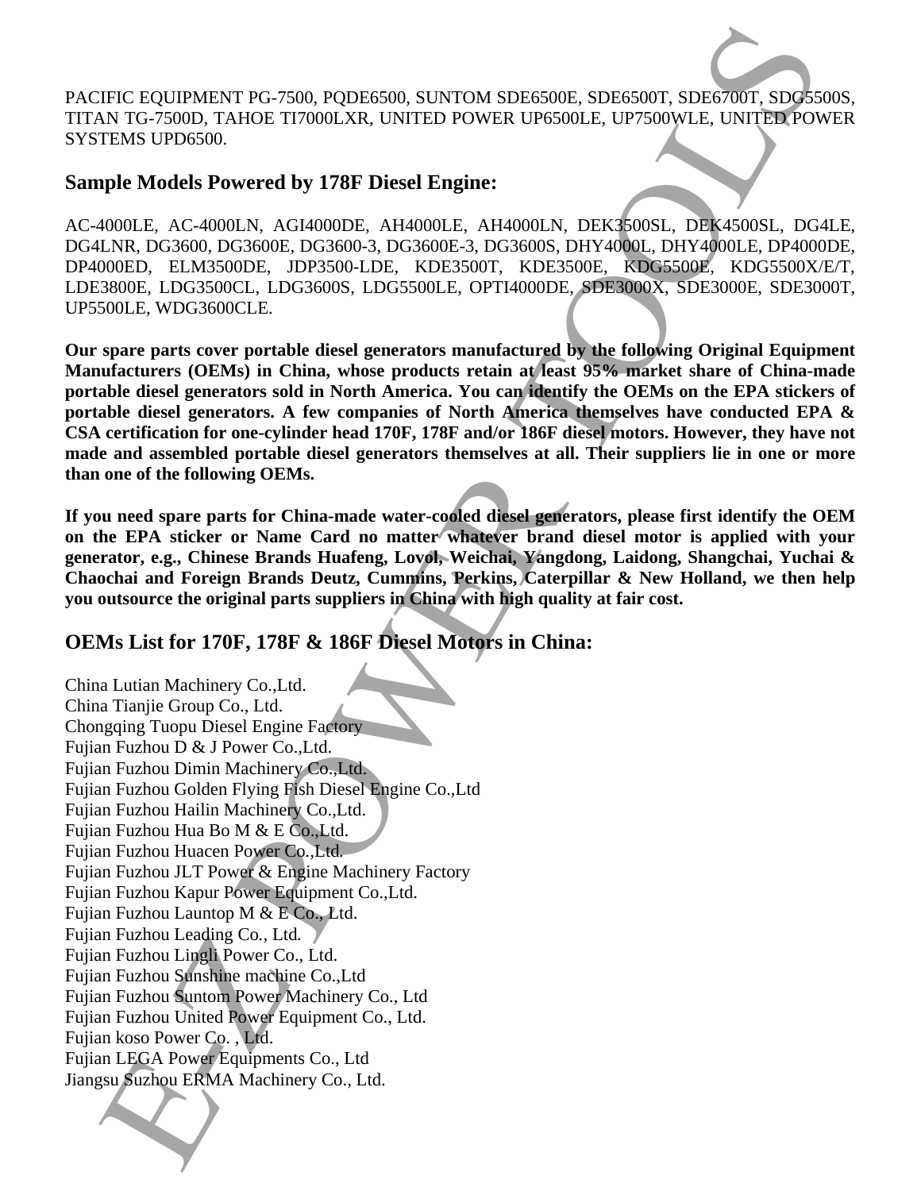PACIFIC EQUIPMENT PG-7500, PQDE6500, SUNTOM SDE6500E, SDE6500T, SDE6700T, SDG5500S, TITAN TG-7500D, TAHOE TI7000LXR, UNITED POWER UP6500LE, UP7500WLE, UNITED POWER SYSTEMS UPD6500.

## Sample Models Powered by 178F Diesel Engine:

AC-4000LE, AC-4000LN, AGI4000DE, AH4000LE, AH4000LN, DEK3500SL, DEK4500SL, DG4LE, DG4LNR, DG3600, DG3600E, DG3600-3, DG3600E-3, DG3600S, DHY4000L, DHY4000LE, DP4000DE, DP4000ED, ELM3500DE, JDP3500-LDE, KDE3500T, KDE3500E, KDG5500E, KDG5500X/E/T, LDE3800E, LDG3500CL, LDG3600S, LDG5500LE, OPTI4000DE, SDE3000X, SDE3000E, SDE3000T, UP5500LE, WDG3600CLE.

**Our spare parts cover portable diesel generators manufactured by the following Original Equipment Manufacturers (OEMs) in China, whose products retain at least 95% market share of China-made portable diesel generators sold in North America. You can identify the OEMs on the EPA stickers of portable diesel generators. A few companies of North America themselves have conducted EPA & CSA certification for one-cylinder head 170F, 178F and/or 186F diesel motors. However, they have not made and assembled portable diesel generators themselves at all. Their suppliers lie in one or more than one of the following OEMs.**

**If you need spare parts for China-made water-cooled diesel generators, please first identify the OEM on the EPA sticker or Name Card no matter whatever brand diesel motor is applied with your generator, e.g., Chinese Brands Huafeng, Lovol, Weichai, Yangdong, Laidong, Shangchai, Yuchai & Chaochai and Foreign Brands Deutz, Cummins, Perkins, Caterpillar & New Holland, we then help you outsource the original parts suppliers in China with high quality at fair cost.**

## OEMs List for 170F, 178F & 186F Diesel Motors in China:

China Lutian Machinery Co.,Ltd.
China Tianjie Group Co., Ltd.
Chongqing Tuopu Diesel Engine Factory
Fujian Fuzhou D & J Power Co.,Ltd.
Fujian Fuzhou Dimin Machinery Co.,Ltd.
Fujian Fuzhou Golden Flying Fish Diesel Engine Co.,Ltd
Fujian Fuzhou Hailin Machinery Co.,Ltd.
Fujian Fuzhou Hua Bo M & E Co.,Ltd.
Fujian Fuzhou Huacen Power Co.,Ltd.
Fujian Fuzhou JLT Power & Engine Machinery Factory
Fujian Fuzhou Kapur Power Equipment Co.,Ltd.
Fujian Fuzhou Launtop M & E Co., Ltd.
Fujian Fuzhou Leading Co., Ltd.
Fujian Fuzhou Lingli Power Co., Ltd.
Fujian Fuzhou Sunshine machine Co.,Ltd
Fujian Fuzhou Suntom Power Machinery Co., Ltd
Fujian Fuzhou United Power Equipment Co., Ltd.
Fujian koso Power Co. , Ltd.
Fujian LEGA Power Equipments Co., Ltd
Jiangsu Suzhou ERMA Machinery Co., Ltd.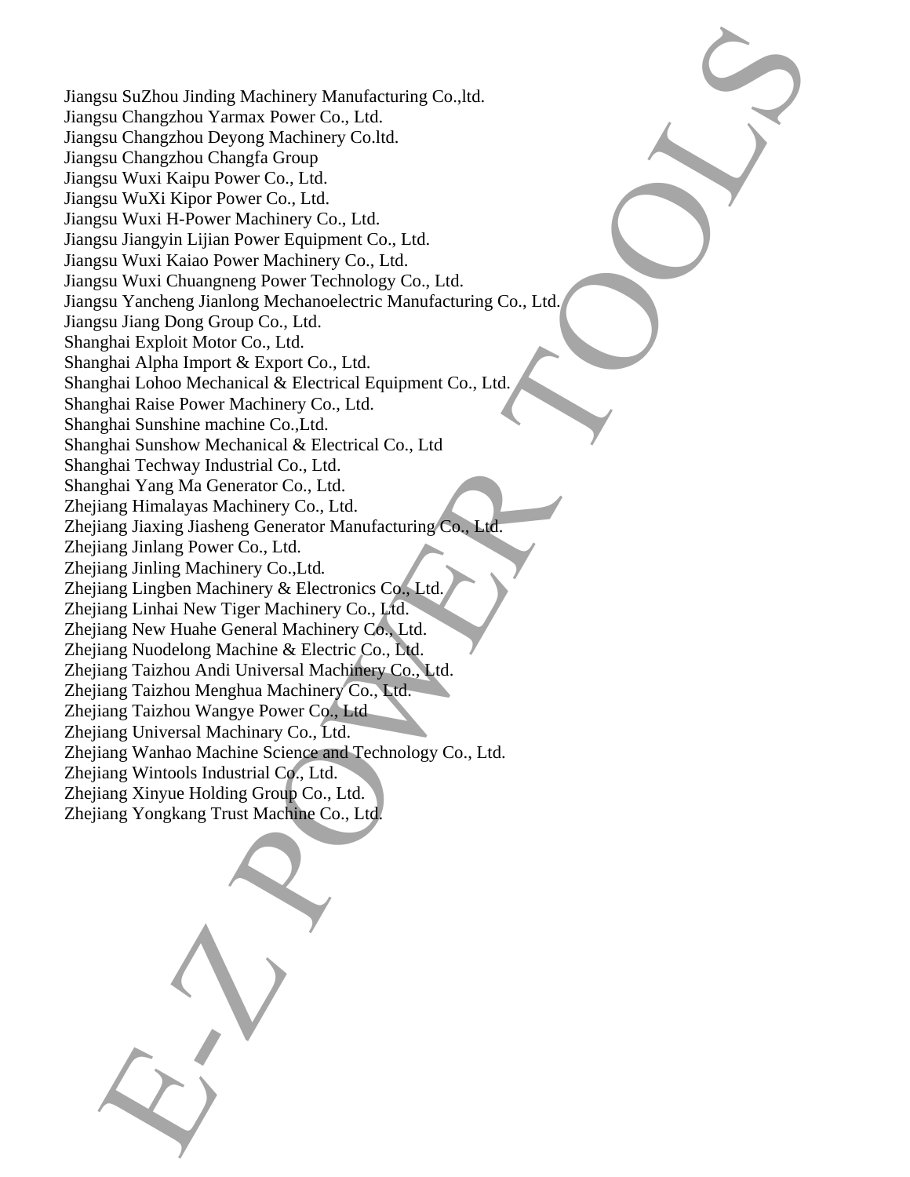Jiangsu SuZhou Jinding Machinery Manufacturing Co.,ltd.
Jiangsu Changzhou Yarmax Power Co., Ltd.
Jiangsu Changzhou Deyong Machinery Co.ltd.
Jiangsu Changzhou Changfa Group
Jiangsu Wuxi Kaipu Power Co., Ltd.
Jiangsu WuXi Kipor Power Co., Ltd.
Jiangsu Wuxi H-Power Machinery Co., Ltd.
Jiangsu Jiangyin Lijian Power Equipment Co., Ltd.
Jiangsu Wuxi Kaiao Power Machinery Co., Ltd.
Jiangsu Wuxi Chuangneng Power Technology Co., Ltd.
Jiangsu Yancheng Jianlong Mechanoelectric Manufacturing Co., Ltd.
Jiangsu Jiang Dong Group Co., Ltd.
Shanghai Exploit Motor Co., Ltd.
Shanghai Alpha Import & Export Co., Ltd.
Shanghai Lohoo Mechanical & Electrical Equipment Co., Ltd.
Shanghai Raise Power Machinery Co., Ltd.
Shanghai Sunshine machine Co.,Ltd.
Shanghai Sunshow Mechanical & Electrical Co., Ltd
Shanghai Techway Industrial Co., Ltd.
Shanghai Yang Ma Generator Co., Ltd.
Zhejiang Himalayas Machinery Co., Ltd.
Zhejiang Jiaxing Jiasheng Generator Manufacturing Co., Ltd.
Zhejiang Jinlang Power Co., Ltd.
Zhejiang Jinling Machinery Co.,Ltd.
Zhejiang Lingben Machinery & Electronics Co., Ltd.
Zhejiang Linhai New Tiger Machinery Co., Ltd.
Zhejiang New Huahe General Machinery Co., Ltd.
Zhejiang Nuodelong Machine & Electric Co., Ltd.
Zhejiang Taizhou Andi Universal Machinery Co., Ltd.
Zhejiang Taizhou Menghua Machinery Co., Ltd.
Zhejiang Taizhou Wangye Power Co., Ltd
Zhejiang Universal Machinary Co., Ltd.
Zhejiang Wanhao Machine Science and Technology Co., Ltd.
Zhejiang Wintools Industrial Co., Ltd.
Zhejiang Xinyue Holding Group Co., Ltd.
Zhejiang Yongkang Trust Machine Co., Ltd.